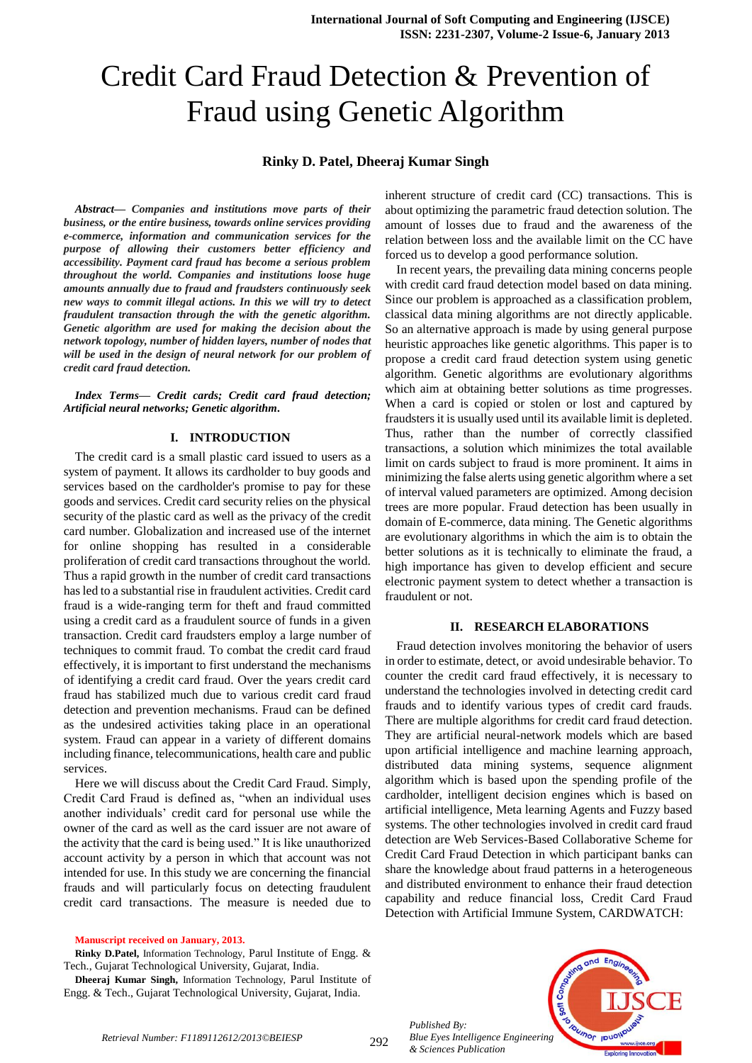# Credit Card Fraud Detection & Prevention of Fraud using Genetic Algorithm

**Rinky D. Patel, Dheeraj Kumar Singh**

***Abstract— Companies and institutions move parts of their business, or the entire business, towards online services providing e-commerce, information and communication services for the purpose of allowing their customers better efficiency and accessibility. Payment card fraud has become a serious problem throughout the world. Companies and institutions loose huge amounts annually due to fraud and fraudsters continuously seek new ways to commit illegal actions. In this we will try to detect fraudulent transaction through the with the genetic algorithm. Genetic algorithm are used for making the decision about the network topology, number of hidden layers, number of nodes that will be used in the design of neural network for our problem of credit card fraud detection.***

***Index Terms— Credit cards; Credit card fraud detection; Artificial neural networks; Genetic algorithm.***

## I. INTRODUCTION

The credit card is a small plastic card issued to users as a system of payment. It allows its cardholder to buy goods and services based on the cardholder's promise to pay for these goods and services. Credit card security relies on the physical security of the plastic card as well as the privacy of the credit card number. Globalization and increased use of the internet for online shopping has resulted in a considerable proliferation of credit card transactions throughout the world. Thus a rapid growth in the number of credit card transactions has led to a substantial rise in fraudulent activities. Credit card fraud is a wide-ranging term for theft and fraud committed using a credit card as a fraudulent source of funds in a given transaction. Credit card fraudsters employ a large number of techniques to commit fraud. To combat the credit card fraud effectively, it is important to first understand the mechanisms of identifying a credit card fraud. Over the years credit card fraud has stabilized much due to various credit card fraud detection and prevention mechanisms. Fraud can be defined as the undesired activities taking place in an operational system. Fraud can appear in a variety of different domains including finance, telecommunications, health care and public services.

Here we will discuss about the Credit Card Fraud. Simply, Credit Card Fraud is defined as, "when an individual uses another individuals' credit card for personal use while the owner of the card as well as the card issuer are not aware of the activity that the card is being used." It is like unauthorized account activity by a person in which that account was not intended for use. In this study we are concerning the financial frauds and will particularly focus on detecting fraudulent credit card transactions. The measure is needed due to inherent structure of credit card (CC) transactions. This is about optimizing the parametric fraud detection solution. The amount of losses due to fraud and the awareness of the relation between loss and the available limit on the CC have forced us to develop a good performance solution.

In recent years, the prevailing data mining concerns people with credit card fraud detection model based on data mining. Since our problem is approached as a classification problem, classical data mining algorithms are not directly applicable. So an alternative approach is made by using general purpose heuristic approaches like genetic algorithms. This paper is to propose a credit card fraud detection system using genetic algorithm. Genetic algorithms are evolutionary algorithms which aim at obtaining better solutions as time progresses. When a card is copied or stolen or lost and captured by fraudsters it is usually used until its available limit is depleted. Thus, rather than the number of correctly classified transactions, a solution which minimizes the total available limit on cards subject to fraud is more prominent. It aims in minimizing the false alerts using genetic algorithm where a set of interval valued parameters are optimized. Among decision trees are more popular. Fraud detection has been usually in domain of E-commerce, data mining. The Genetic algorithms are evolutionary algorithms in which the aim is to obtain the better solutions as it is technically to eliminate the fraud, a high importance has given to develop efficient and secure electronic payment system to detect whether a transaction is fraudulent or not.

## II. RESEARCH ELABORATIONS

Fraud detection involves monitoring the behavior of users in order to estimate, detect, or avoid undesirable behavior. To counter the credit card fraud effectively, it is necessary to understand the technologies involved in detecting credit card frauds and to identify various types of credit card frauds. There are multiple algorithms for credit card fraud detection. They are artificial neural-network models which are based upon artificial intelligence and machine learning approach, distributed data mining systems, sequence alignment algorithm which is based upon the spending profile of the cardholder, intelligent decision engines which is based on artificial intelligence, Meta learning Agents and Fuzzy based systems. The other technologies involved in credit card fraud detection are Web Services-Based Collaborative Scheme for Credit Card Fraud Detection in which participant banks can share the knowledge about fraud patterns in a heterogeneous and distributed environment to enhance their fraud detection capability and reduce financial loss, Credit Card Fraud Detection with Artificial Immune System, CARDWATCH:

**Manuscript received on January, 2013.**

**Rinky D.Patel,** Information Technology, Parul Institute of Engg. & Tech., Gujarat Technological University, Gujarat, India.

**Dheeraj Kumar Singh,** Information Technology, Parul Institute of Engg. & Tech., Gujarat Technological University, Gujarat, India.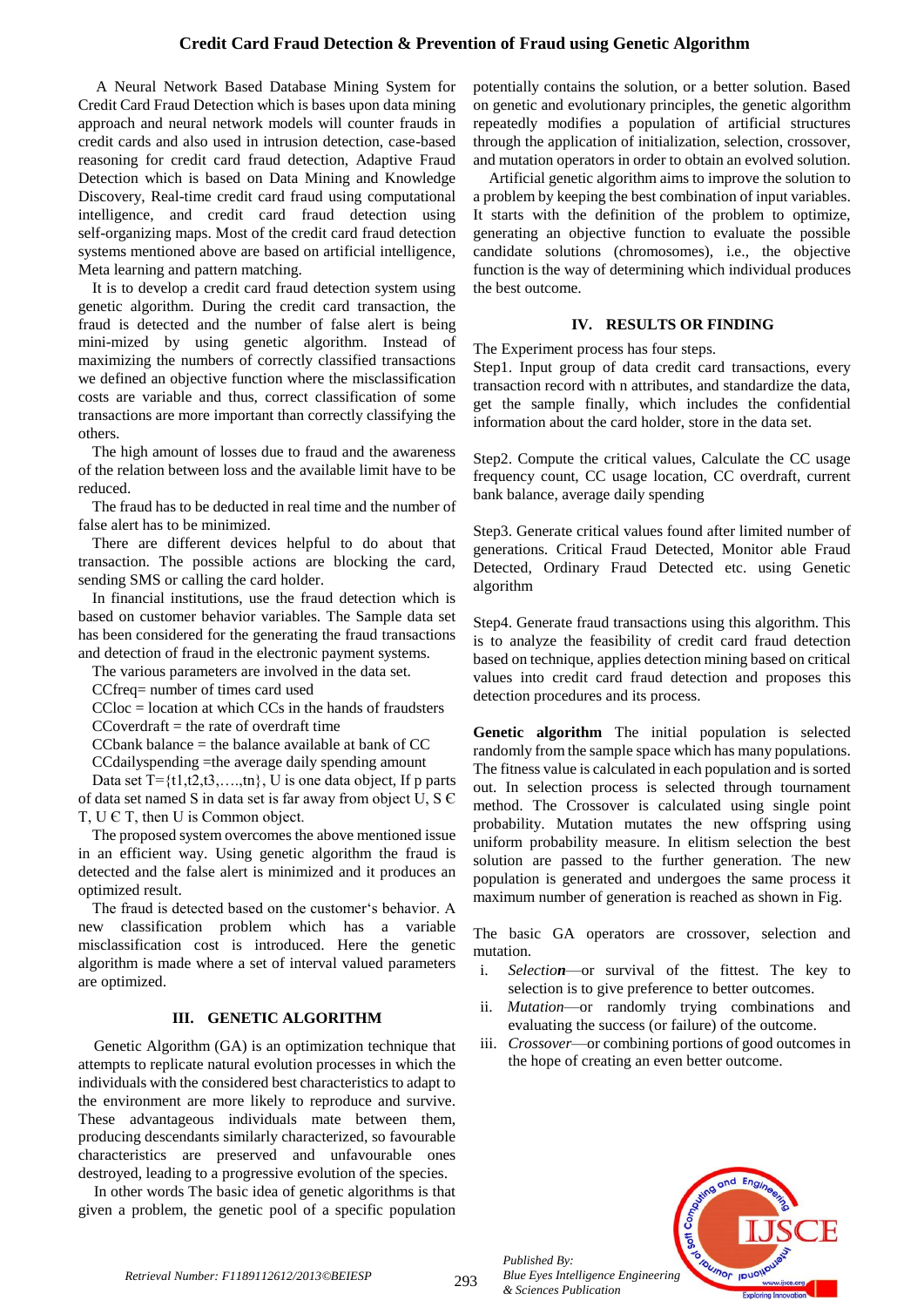A Neural Network Based Database Mining System for Credit Card Fraud Detection which is bases upon data mining approach and neural network models will counter frauds in credit cards and also used in intrusion detection, case-based reasoning for credit card fraud detection, Adaptive Fraud Detection which is based on Data Mining and Knowledge Discovery, Real-time credit card fraud using computational intelligence, and credit card fraud detection using self-organizing maps. Most of the credit card fraud detection systems mentioned above are based on artificial intelligence, Meta learning and pattern matching.

It is to develop a credit card fraud detection system using genetic algorithm. During the credit card transaction, the fraud is detected and the number of false alert is being mini-mized by using genetic algorithm. Instead of maximizing the numbers of correctly classified transactions we defined an objective function where the misclassification costs are variable and thus, correct classification of some transactions are more important than correctly classifying the others.

The high amount of losses due to fraud and the awareness of the relation between loss and the available limit have to be reduced.

The fraud has to be deducted in real time and the number of false alert has to be minimized.

There are different devices helpful to do about that transaction. The possible actions are blocking the card, sending SMS or calling the card holder.

In financial institutions, use the fraud detection which is based on customer behavior variables. The Sample data set has been considered for the generating the fraud transactions and detection of fraud in the electronic payment systems.

The various parameters are involved in the data set.

CCfreq= number of times card used

CCloc = location at which CCs in the hands of fraudsters

CCoverdraft = the rate of overdraft time

CCbank balance = the balance available at bank of CC

CCdailyspending =the average daily spending amount

Data set T={t1,t2,t3,….,tn}, U is one data object, If p parts of data set named S in data set is far away from object U, S Є T, U Є T, then U is Common object.

The proposed system overcomes the above mentioned issue in an efficient way. Using genetic algorithm the fraud is detected and the false alert is minimized and it produces an optimized result.

The fraud is detected based on the customer‘s behavior. A new classification problem which has a variable misclassification cost is introduced. Here the genetic algorithm is made where a set of interval valued parameters are optimized.

## III. GENETIC ALGORITHM

Genetic Algorithm (GA) is an optimization technique that attempts to replicate natural evolution processes in which the individuals with the considered best characteristics to adapt to the environment are more likely to reproduce and survive. These advantageous individuals mate between them, producing descendants similarly characterized, so favourable characteristics are preserved and unfavourable ones destroyed, leading to a progressive evolution of the species.

In other words The basic idea of genetic algorithms is that given a problem, the genetic pool of a specific population potentially contains the solution, or a better solution. Based on genetic and evolutionary principles, the genetic algorithm repeatedly modifies a population of artificial structures through the application of initialization, selection, crossover, and mutation operators in order to obtain an evolved solution.

Artificial genetic algorithm aims to improve the solution to a problem by keeping the best combination of input variables. It starts with the definition of the problem to optimize, generating an objective function to evaluate the possible candidate solutions (chromosomes), i.e., the objective function is the way of determining which individual produces the best outcome.

## IV. RESULTS OR FINDING

The Experiment process has four steps.

Step1. Input group of data credit card transactions, every transaction record with n attributes, and standardize the data, get the sample finally, which includes the confidential information about the card holder, store in the data set.

Step2. Compute the critical values, Calculate the CC usage frequency count, CC usage location, CC overdraft, current bank balance, average daily spending

Step3. Generate critical values found after limited number of generations. Critical Fraud Detected, Monitor able Fraud Detected, Ordinary Fraud Detected etc. using Genetic algorithm

Step4. Generate fraud transactions using this algorithm. This is to analyze the feasibility of credit card fraud detection based on technique, applies detection mining based on critical values into credit card fraud detection and proposes this detection procedures and its process.

**Genetic algorithm** The initial population is selected randomly from the sample space which has many populations. The fitness value is calculated in each population and is sorted out. In selection process is selected through tournament method. The Crossover is calculated using single point probability. Mutation mutates the new offspring using uniform probability measure. In elitism selection the best solution are passed to the further generation. The new population is generated and undergoes the same process it maximum number of generation is reached as shown in Fig.

The basic GA operators are crossover, selection and mutation.

i. *Selection*—or survival of the fittest. The key to selection is to give preference to better outcomes.
ii. *Mutation*—or randomly trying combinations and evaluating the success (or failure) of the outcome.
iii. *Crossover*—or combining portions of good outcomes in the hope of creating an even better outcome.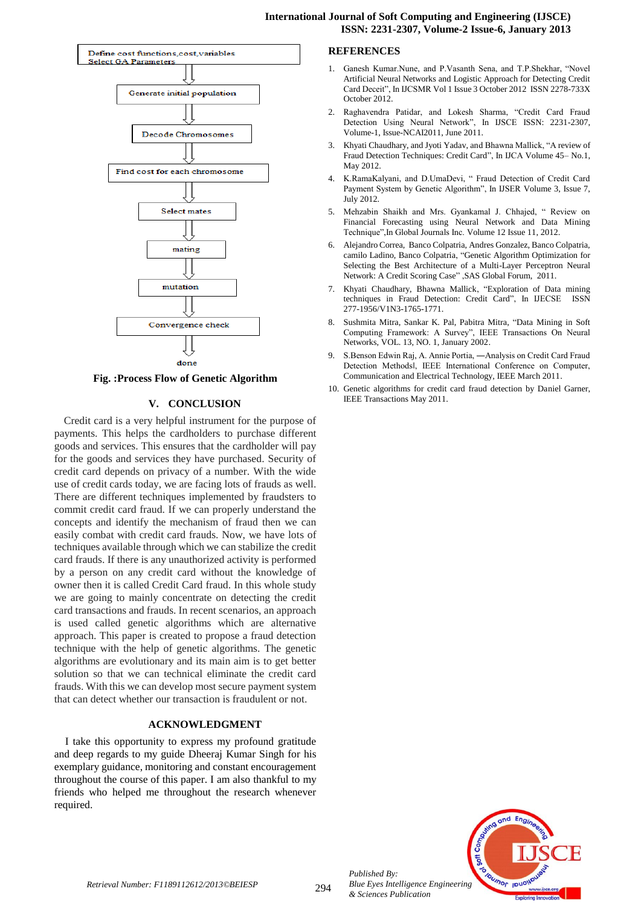Define cost functions,cost,variables
Select GA Parameters

Generate initial population

Decode Chromosomes

Find cost for each chromosome

Select mates

mating

mutation

Convergence check

done

**Fig. :Process Flow of Genetic Algorithm**

## V. CONCLUSION

Credit card is a very helpful instrument for the purpose of payments. This helps the cardholders to purchase different goods and services. This ensures that the cardholder will pay for the goods and services they have purchased. Security of credit card depends on privacy of a number. With the wide use of credit cards today, we are facing lots of frauds as well. There are different techniques implemented by fraudsters to commit credit card fraud. If we can properly understand the concepts and identify the mechanism of fraud then we can easily combat with credit card frauds. Now, we have lots of techniques available through which we can stabilize the credit card frauds. If there is any unauthorized activity is performed by a person on any credit card without the knowledge of owner then it is called Credit Card fraud. In this whole study we are going to mainly concentrate on detecting the credit card transactions and frauds. In recent scenarios, an approach is used called genetic algorithms which are alternative approach. This paper is created to propose a fraud detection technique with the help of genetic algorithms. The genetic algorithms are evolutionary and its main aim is to get better solution so that we can technical eliminate the credit card frauds. With this we can develop most secure payment system that can detect whether our transaction is fraudulent or not.

## ACKNOWLEDGMENT

I take this opportunity to express my profound gratitude and deep regards to my guide Dheeraj Kumar Singh for his exemplary guidance, monitoring and constant encouragement throughout the course of this paper. I am also thankful to my friends who helped me throughout the research whenever required.

## REFERENCES

1. Ganesh Kumar.Nune, and P.Vasanth Sena, and T.P.Shekhar, "Novel Artificial Neural Networks and Logistic Approach for Detecting Credit Card Deceit", In IJCSMR Vol 1 Issue 3 October 2012 ISSN 2278-733X October 2012.
2. Raghavendra Patidar, and Lokesh Sharma, "Credit Card Fraud Detection Using Neural Network", In IJSCE ISSN: 2231-2307, Volume-1, Issue-NCAI2011, June 2011.
3. Khyati Chaudhary, and Jyoti Yadav, and Bhawna Mallick, "A review of Fraud Detection Techniques: Credit Card", In IJCA Volume 45– No.1, May 2012.
4. K.RamaKalyani, and D.UmaDevi, " Fraud Detection of Credit Card Payment System by Genetic Algorithm", In IJSER Volume 3, Issue 7, July 2012.
5. Mehzabin Shaikh and Mrs. Gyankamal J. Chhajed, " Review on Financial Forecasting using Neural Network and Data Mining Technique",In Global Journals Inc. Volume 12 Issue 11, 2012.
6. Alejandro Correa, Banco Colpatria, Andres Gonzalez, Banco Colpatria, camilo Ladino, Banco Colpatria, "Genetic Algorithm Optimization for Selecting the Best Architecture of a Multi-Layer Perceptron Neural Network: A Credit Scoring Case" ,SAS Global Forum, 2011.
7. Khyati Chaudhary, Bhawna Mallick, "Exploration of Data mining techniques in Fraud Detection: Credit Card", In IJECSE ISSN 277-1956/V1N3-1765-1771.
8. Sushmita Mitra, Sankar K. Pal, Pabitra Mitra, "Data Mining in Soft Computing Framework: A Survey", IEEE Transactions On Neural Networks, VOL. 13, NO. 1, January 2002.
9. S.Benson Edwin Raj, A. Annie Portia, ―Analysis on Credit Card Fraud Detection Methods‖, IEEE International Conference on Computer, Communication and Electrical Technology, IEEE March 2011.
10. Genetic algorithms for credit card fraud detection by Daniel Garner, IEEE Transactions May 2011.